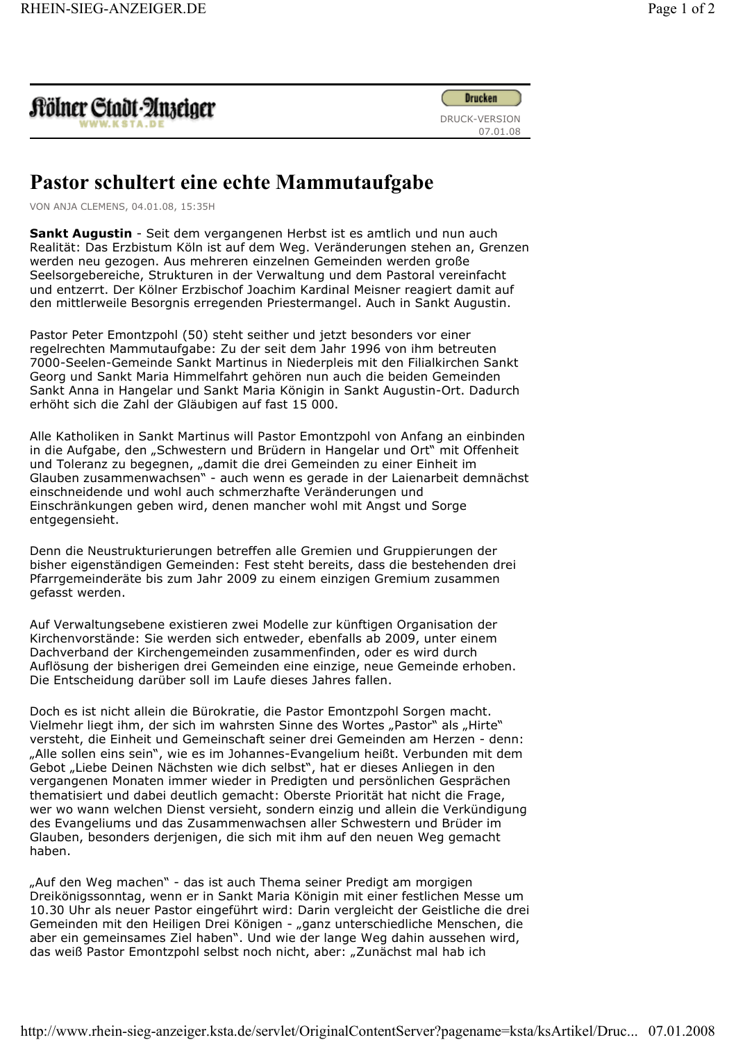Kölner Stadt-Anzeiger
WWW.KSTA.DE

Drucken

DRUCK-VERSION
07.01.08

# Pastor schultert eine echte Mammutaufgabe

VON ANJA CLEMENS, 04.01.08, 15:35H

**Sankt Augustin** - Seit dem vergangenen Herbst ist es amtlich und nun auch Realität: Das Erzbistum Köln ist auf dem Weg. Veränderungen stehen an, Grenzen werden neu gezogen. Aus mehreren einzelnen Gemeinden werden große Seelsorgebereiche, Strukturen in der Verwaltung und dem Pastoral vereinfacht und entzerrt. Der Kölner Erzbischof Joachim Kardinal Meisner reagiert damit auf den mittlerweile Besorgnis erregenden Priestermangel. Auch in Sankt Augustin.

Pastor Peter Emontzpohl (50) steht seither und jetzt besonders vor einer regelrechten Mammutaufgabe: Zu der seit dem Jahr 1996 von ihm betreuten 7000-Seelen-Gemeinde Sankt Martinus in Niederpleis mit den Filialkirchen Sankt Georg und Sankt Maria Himmelfahrt gehören nun auch die beiden Gemeinden Sankt Anna in Hangelar und Sankt Maria Königin in Sankt Augustin-Ort. Dadurch erhöht sich die Zahl der Gläubigen auf fast 15 000.

Alle Katholiken in Sankt Martinus will Pastor Emontzpohl von Anfang an einbinden in die Aufgabe, den „Schwestern und Brüdern in Hangelar und Ort" mit Offenheit und Toleranz zu begegnen, „damit die drei Gemeinden zu einer Einheit im Glauben zusammenwachsen" - auch wenn es gerade in der Laienarbeit demnächst einschneidende und wohl auch schmerzhafte Veränderungen und Einschränkungen geben wird, denen mancher wohl mit Angst und Sorge entgegensieht.

Denn die Neustrukturierungen betreffen alle Gremien und Gruppierungen der bisher eigenständigen Gemeinden: Fest steht bereits, dass die bestehenden drei Pfarrgemeinderäte bis zum Jahr 2009 zu einem einzigen Gremium zusammen gefasst werden.

Auf Verwaltungsebene existieren zwei Modelle zur künftigen Organisation der Kirchenvorstände: Sie werden sich entweder, ebenfalls ab 2009, unter einem Dachverband der Kirchengemeinden zusammenfinden, oder es wird durch Auflösung der bisherigen drei Gemeinden eine einzige, neue Gemeinde erhoben. Die Entscheidung darüber soll im Laufe dieses Jahres fallen.

Doch es ist nicht allein die Bürokratie, die Pastor Emontzpohl Sorgen macht. Vielmehr liegt ihm, der sich im wahrsten Sinne des Wortes „Pastor" als „Hirte" versteht, die Einheit und Gemeinschaft seiner drei Gemeinden am Herzen - denn: „Alle sollen eins sein", wie es im Johannes-Evangelium heißt. Verbunden mit dem Gebot „Liebe Deinen Nächsten wie dich selbst", hat er dieses Anliegen in den vergangenen Monaten immer wieder in Predigten und persönlichen Gesprächen thematisiert und dabei deutlich gemacht: Oberste Priorität hat nicht die Frage, wer wo wann welchen Dienst versieht, sondern einzig und allein die Verkündigung des Evangeliums und das Zusammenwachsen aller Schwestern und Brüder im Glauben, besonders derjenigen, die sich mit ihm auf den neuen Weg gemacht haben.

„Auf den Weg machen" - das ist auch Thema seiner Predigt am morgigen Dreikönigssonntag, wenn er in Sankt Maria Königin mit einer festlichen Messe um 10.30 Uhr als neuer Pastor eingeführt wird: Darin vergleicht der Geistliche die drei Gemeinden mit den Heiligen Drei Königen - „ganz unterschiedliche Menschen, die aber ein gemeinsames Ziel haben". Und wie der lange Weg dahin aussehen wird, das weiß Pastor Emontzpohl selbst noch nicht, aber: „Zunächst mal hab ich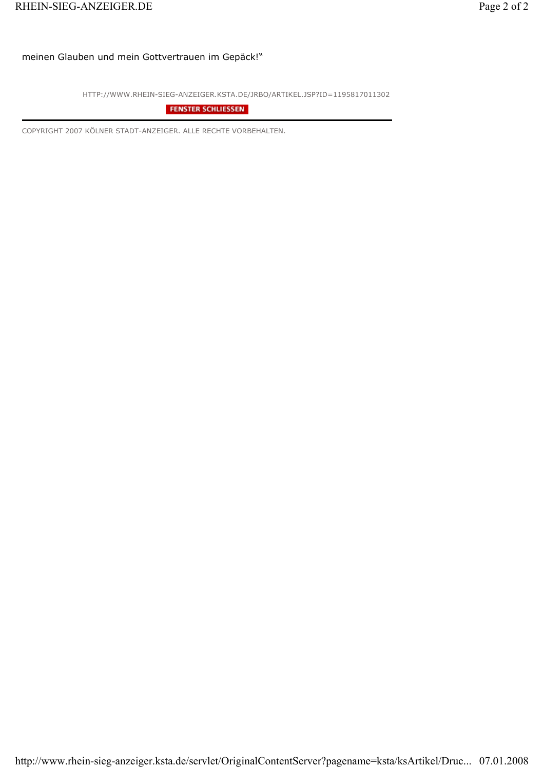meinen Glauben und mein Gottvertrauen im Gepäck!"

HTTP://WWW.RHEIN-SIEG-ANZEIGER.KSTA.DE/JRBO/ARTIKEL.JSP?ID=1195817011302

FENSTER SCHLIESSEN

---

COPYRIGHT 2007 KÖLNER STADT-ANZEIGER. ALLE RECHTE VORBEHALTEN.